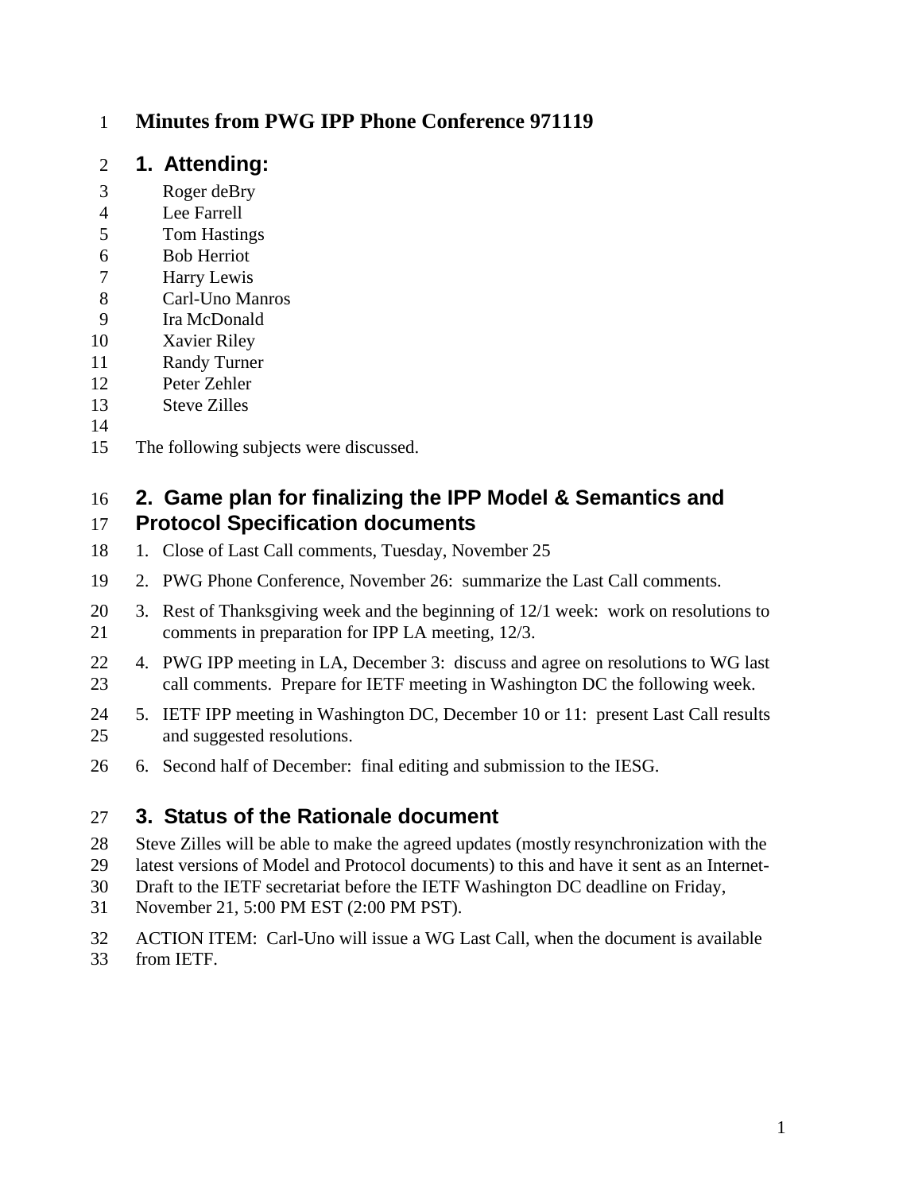# Minutes from PWG IPP Phone Conference 971119

## 1. Attending:

Roger deBry
Lee Farrell
Tom Hastings
Bob Herriot
Harry Lewis
Carl-Uno Manros
Ira McDonald
Xavier Riley
Randy Turner
Peter Zehler
Steve Zilles

The following subjects were discussed.

## 2. Game plan for finalizing the IPP Model & Semantics and Protocol Specification documents

1. Close of Last Call comments, Tuesday, November 25
2. PWG Phone Conference, November 26: summarize the Last Call comments.
3. Rest of Thanksgiving week and the beginning of 12/1 week: work on resolutions to comments in preparation for IPP LA meeting, 12/3.
4. PWG IPP meeting in LA, December 3: discuss and agree on resolutions to WG last call comments. Prepare for IETF meeting in Washington DC the following week.
5. IETF IPP meeting in Washington DC, December 10 or 11: present Last Call results and suggested resolutions.
6. Second half of December: final editing and submission to the IESG.

## 3. Status of the Rationale document

Steve Zilles will be able to make the agreed updates (mostly resynchronization with the latest versions of Model and Protocol documents) to this and have it sent as an Internet-Draft to the IETF secretariat before the IETF Washington DC deadline on Friday, November 21, 5:00 PM EST (2:00 PM PST).

ACTION ITEM: Carl-Uno will issue a WG Last Call, when the document is available from IETF.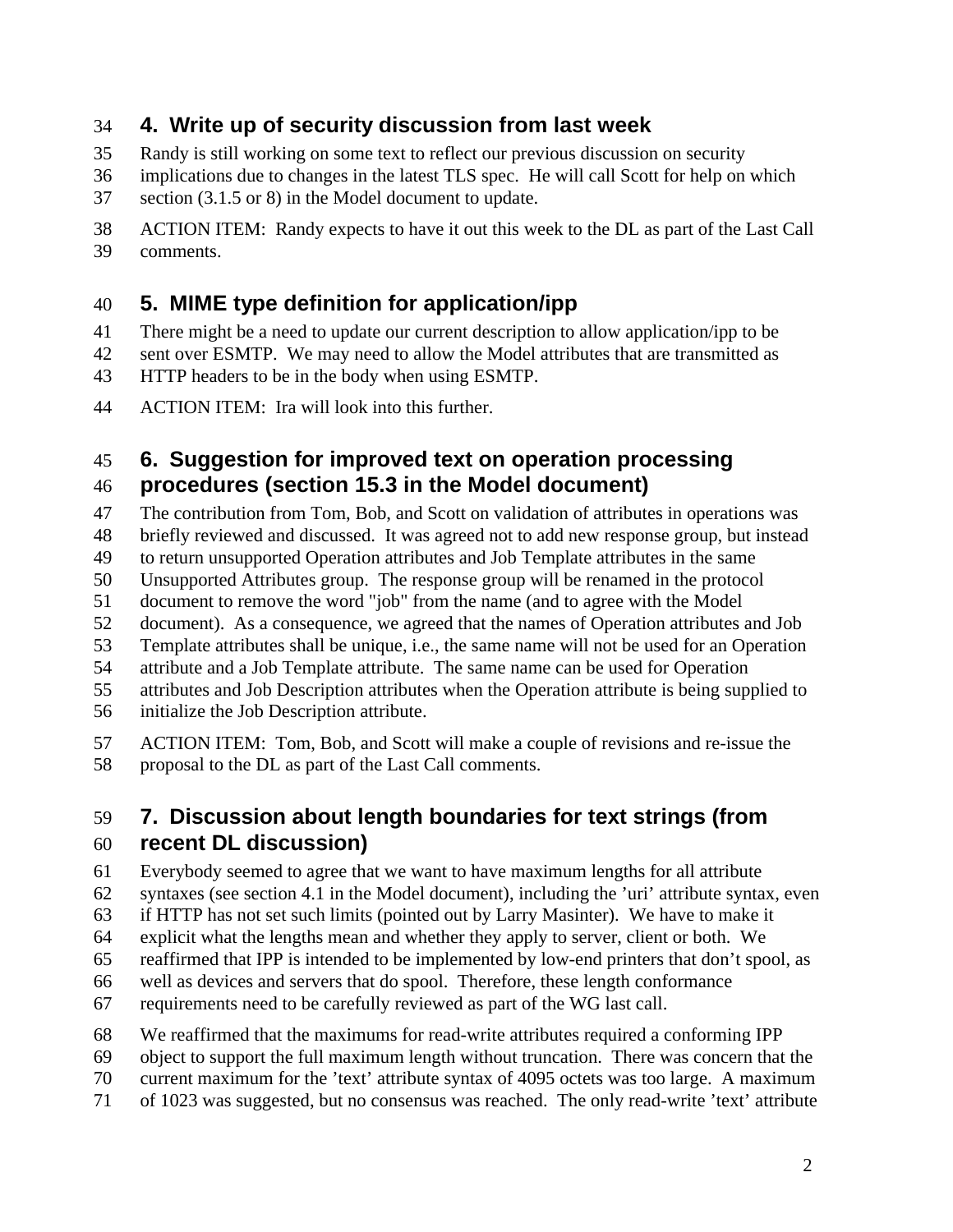## 4. Write up of security discussion from last week

Randy is still working on some text to reflect our previous discussion on security implications due to changes in the latest TLS spec. He will call Scott for help on which section (3.1.5 or 8) in the Model document to update.

ACTION ITEM: Randy expects to have it out this week to the DL as part of the Last Call comments.

## 5. MIME type definition for application/ipp

There might be a need to update our current description to allow application/ipp to be sent over ESMTP. We may need to allow the Model attributes that are transmitted as HTTP headers to be in the body when using ESMTP.

ACTION ITEM: Ira will look into this further.

## 6. Suggestion for improved text on operation processing procedures (section 15.3 in the Model document)

The contribution from Tom, Bob, and Scott on validation of attributes in operations was briefly reviewed and discussed. It was agreed not to add new response group, but instead to return unsupported Operation attributes and Job Template attributes in the same Unsupported Attributes group. The response group will be renamed in the protocol document to remove the word "job" from the name (and to agree with the Model document). As a consequence, we agreed that the names of Operation attributes and Job Template attributes shall be unique, i.e., the same name will not be used for an Operation attribute and a Job Template attribute. The same name can be used for Operation attributes and Job Description attributes when the Operation attribute is being supplied to initialize the Job Description attribute.

ACTION ITEM: Tom, Bob, and Scott will make a couple of revisions and re-issue the proposal to the DL as part of the Last Call comments.

## 7. Discussion about length boundaries for text strings (from recent DL discussion)

Everybody seemed to agree that we want to have maximum lengths for all attribute syntaxes (see section 4.1 in the Model document), including the 'uri' attribute syntax, even if HTTP has not set such limits (pointed out by Larry Masinter). We have to make it explicit what the lengths mean and whether they apply to server, client or both. We reaffirmed that IPP is intended to be implemented by low-end printers that don't spool, as well as devices and servers that do spool. Therefore, these length conformance requirements need to be carefully reviewed as part of the WG last call.

We reaffirmed that the maximums for read-write attributes required a conforming IPP object to support the full maximum length without truncation. There was concern that the current maximum for the 'text' attribute syntax of 4095 octets was too large. A maximum of 1023 was suggested, but no consensus was reached. The only read-write 'text' attribute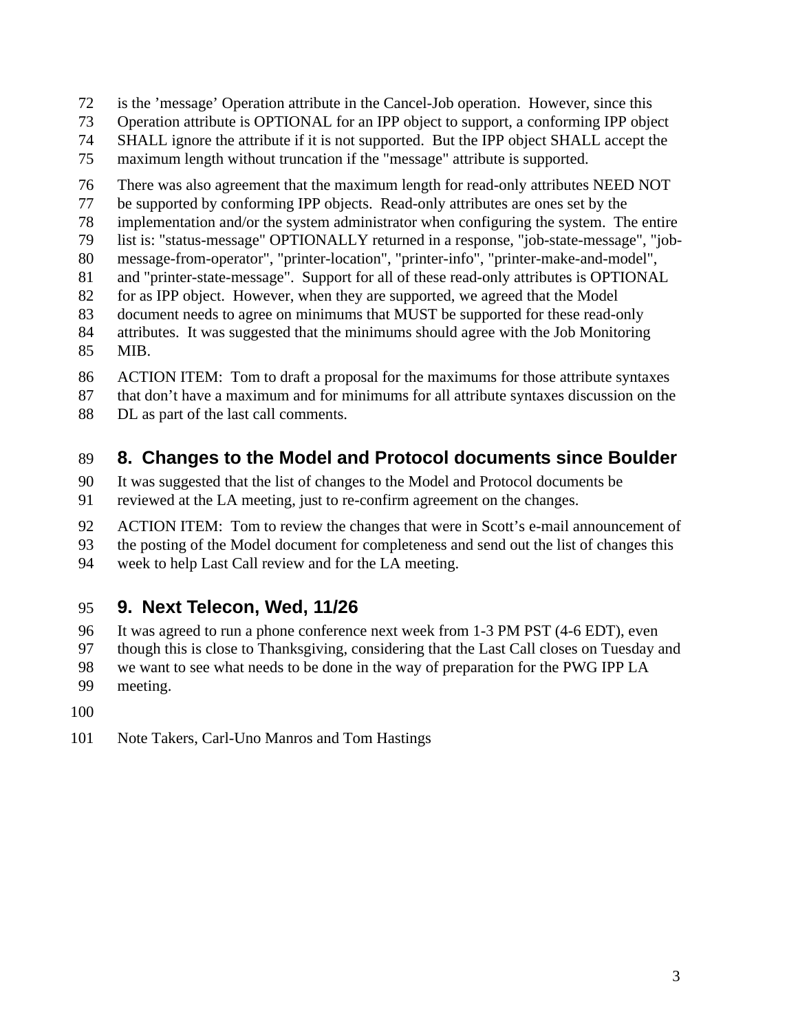is the 'message' Operation attribute in the Cancel-Job operation. However, since this Operation attribute is OPTIONAL for an IPP object to support, a conforming IPP object SHALL ignore the attribute if it is not supported. But the IPP object SHALL accept the maximum length without truncation if the "message" attribute is supported.

There was also agreement that the maximum length for read-only attributes NEED NOT be supported by conforming IPP objects. Read-only attributes are ones set by the implementation and/or the system administrator when configuring the system. The entire list is: "status-message" OPTIONALLY returned in a response, "job-state-message", "job-message-from-operator", "printer-location", "printer-info", "printer-make-and-model", and "printer-state-message". Support for all of these read-only attributes is OPTIONAL for as IPP object. However, when they are supported, we agreed that the Model document needs to agree on minimums that MUST be supported for these read-only attributes. It was suggested that the minimums should agree with the Job Monitoring MIB.

ACTION ITEM: Tom to draft a proposal for the maximums for those attribute syntaxes that don't have a maximum and for minimums for all attribute syntaxes discussion on the DL as part of the last call comments.

## 8. Changes to the Model and Protocol documents since Boulder

It was suggested that the list of changes to the Model and Protocol documents be reviewed at the LA meeting, just to re-confirm agreement on the changes.

ACTION ITEM: Tom to review the changes that were in Scott's e-mail announcement of the posting of the Model document for completeness and send out the list of changes this week to help Last Call review and for the LA meeting.

## 9. Next Telecon, Wed, 11/26

It was agreed to run a phone conference next week from 1-3 PM PST (4-6 EDT), even though this is close to Thanksgiving, considering that the Last Call closes on Tuesday and we want to see what needs to be done in the way of preparation for the PWG IPP LA meeting.

Note Takers, Carl-Uno Manros and Tom Hastings